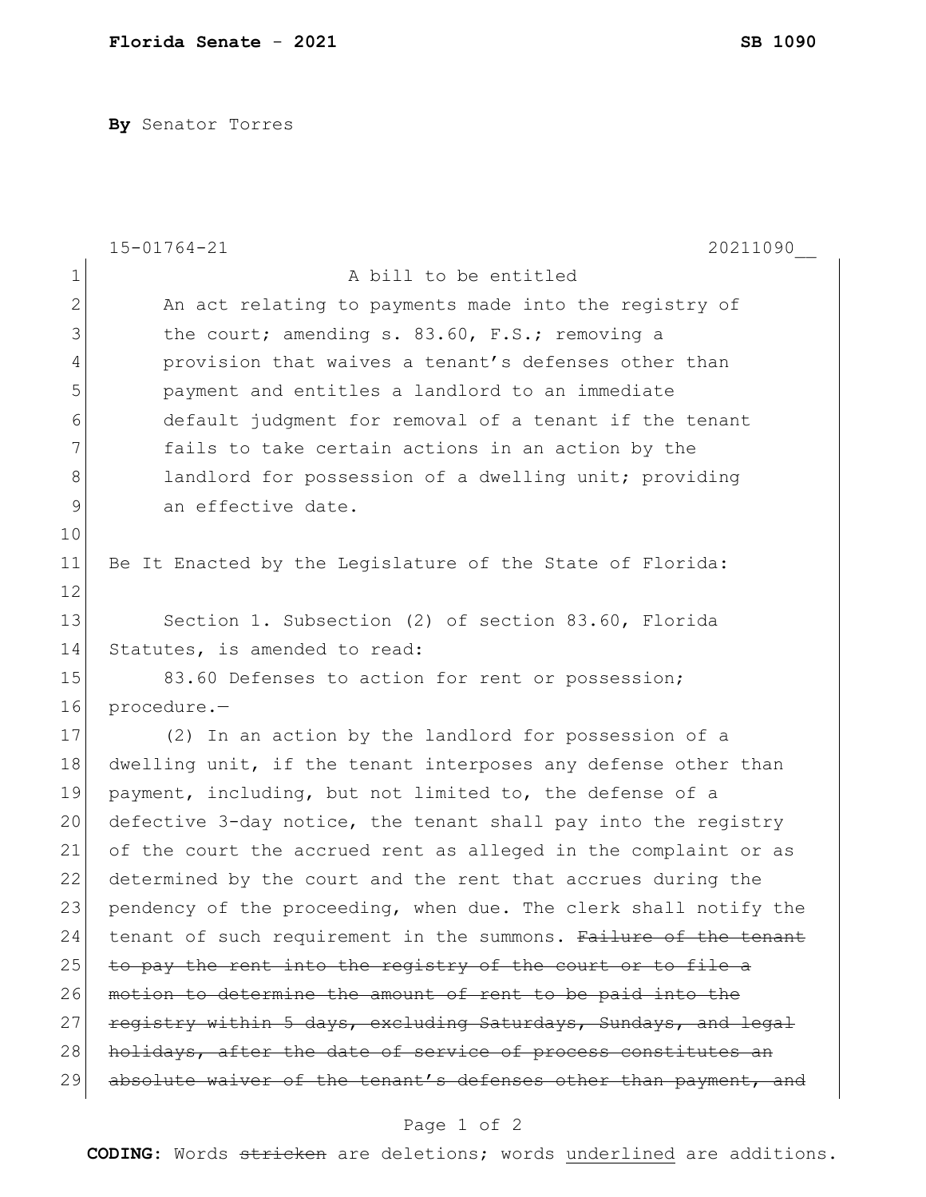**Florida Senate** - **2021** **SB 1090**

**By** Senator Torres

15-01764-21 20211090__

A bill to be entitled

An act relating to payments made into the registry of the court; amending s. 83.60, F.S.; removing a provision that waives a tenant's defenses other than payment and entitles a landlord to an immediate default judgment for removal of a tenant if the tenant fails to take certain actions in an action by the landlord for possession of a dwelling unit; providing an effective date.

Be It Enacted by the Legislature of the State of Florida:

Section 1. Subsection (2) of section 83.60, Florida Statutes, is amended to read:

83.60 Defenses to action for rent or possession; procedure.—

(2) In an action by the landlord for possession of a dwelling unit, if the tenant interposes any defense other than payment, including, but not limited to, the defense of a defective 3-day notice, the tenant shall pay into the registry of the court the accrued rent as alleged in the complaint or as determined by the court and the rent that accrues during the pendency of the proceeding, when due. The clerk shall notify the tenant of such requirement in the summons. ~~Failure of the tenant to pay the rent into the registry of the court or to file a motion to determine the amount of rent to be paid into the registry within 5 days, excluding Saturdays, Sundays, and legal holidays, after the date of service of process constitutes an absolute waiver of the tenant's defenses other than payment, and~~

**CODING:** Words ~~stricken~~ are deletions; words <u>underlined</u> are additions.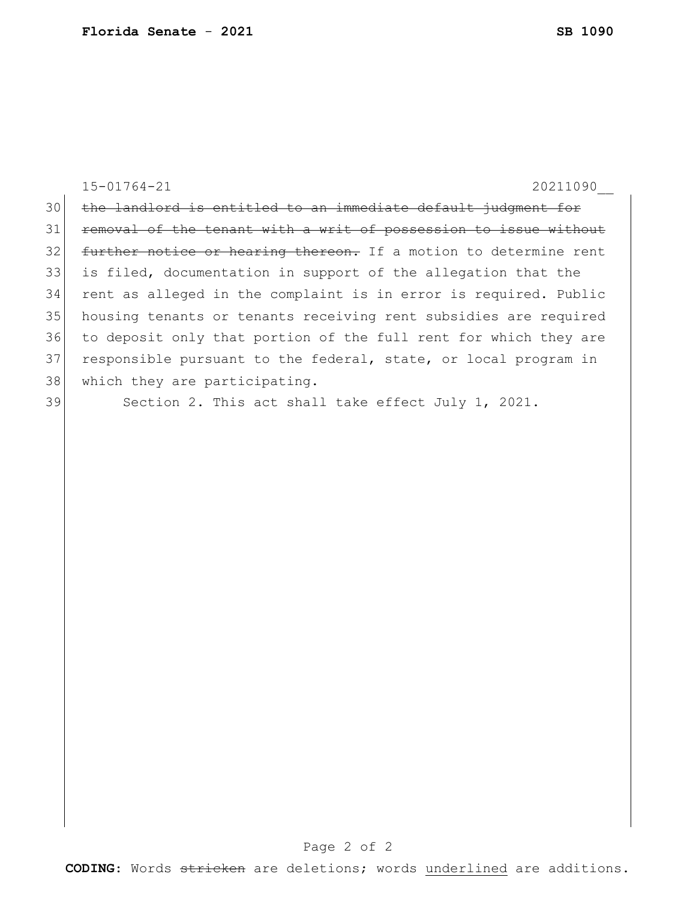~~the landlord is entitled to an immediate default judgment for removal of the tenant with a writ of possession to issue without further notice or hearing thereon.~~ If a motion to determine rent is filed, documentation in support of the allegation that the rent as alleged in the complaint is in error is required. Public housing tenants or tenants receiving rent subsidies are required to deposit only that portion of the full rent for which they are responsible pursuant to the federal, state, or local program in which they are participating.

Section 2. This act shall take effect July 1, 2021.